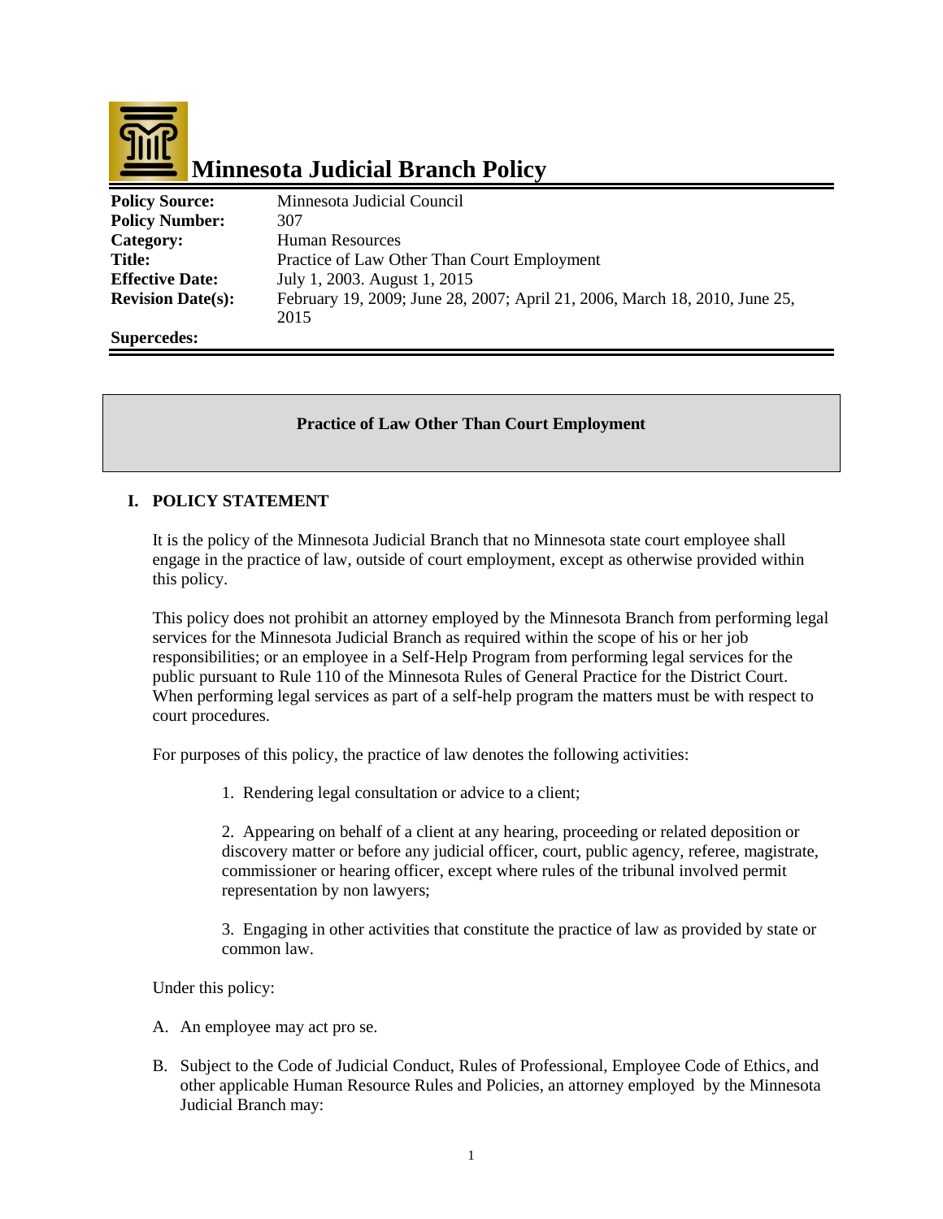# Minnesota Judicial Branch Policy

| | |
|---|---|
| **Policy Source:** | Minnesota Judicial Council |
| **Policy Number:** | 307 |
| **Category:** | Human Resources |
| **Title:** | Practice of Law Other Than Court Employment |
| **Effective Date:** | July 1, 2003. August 1, 2015 |
| **Revision Date(s):** | February 19, 2009; June 28, 2007; April 21, 2006, March 18, 2010, June 25, 2015 |
| **Supercedes:** | |

**Practice of Law Other Than Court Employment**

## I. POLICY STATEMENT

It is the policy of the Minnesota Judicial Branch that no Minnesota state court employee shall engage in the practice of law, outside of court employment, except as otherwise provided within this policy.

This policy does not prohibit an attorney employed by the Minnesota Branch from performing legal services for the Minnesota Judicial Branch as required within the scope of his or her job responsibilities; or an employee in a Self-Help Program from performing legal services for the public pursuant to Rule 110 of the Minnesota Rules of General Practice for the District Court. When performing legal services as part of a self-help program the matters must be with respect to court procedures.

For purposes of this policy, the practice of law denotes the following activities:

1. Rendering legal consultation or advice to a client;

2. Appearing on behalf of a client at any hearing, proceeding or related deposition or discovery matter or before any judicial officer, court, public agency, referee, magistrate, commissioner or hearing officer, except where rules of the tribunal involved permit representation by non lawyers;

3. Engaging in other activities that constitute the practice of law as provided by state or common law.

Under this policy:

A. An employee may act pro se.

B. Subject to the Code of Judicial Conduct, Rules of Professional, Employee Code of Ethics, and other applicable Human Resource Rules and Policies, an attorney employed by the Minnesota Judicial Branch may: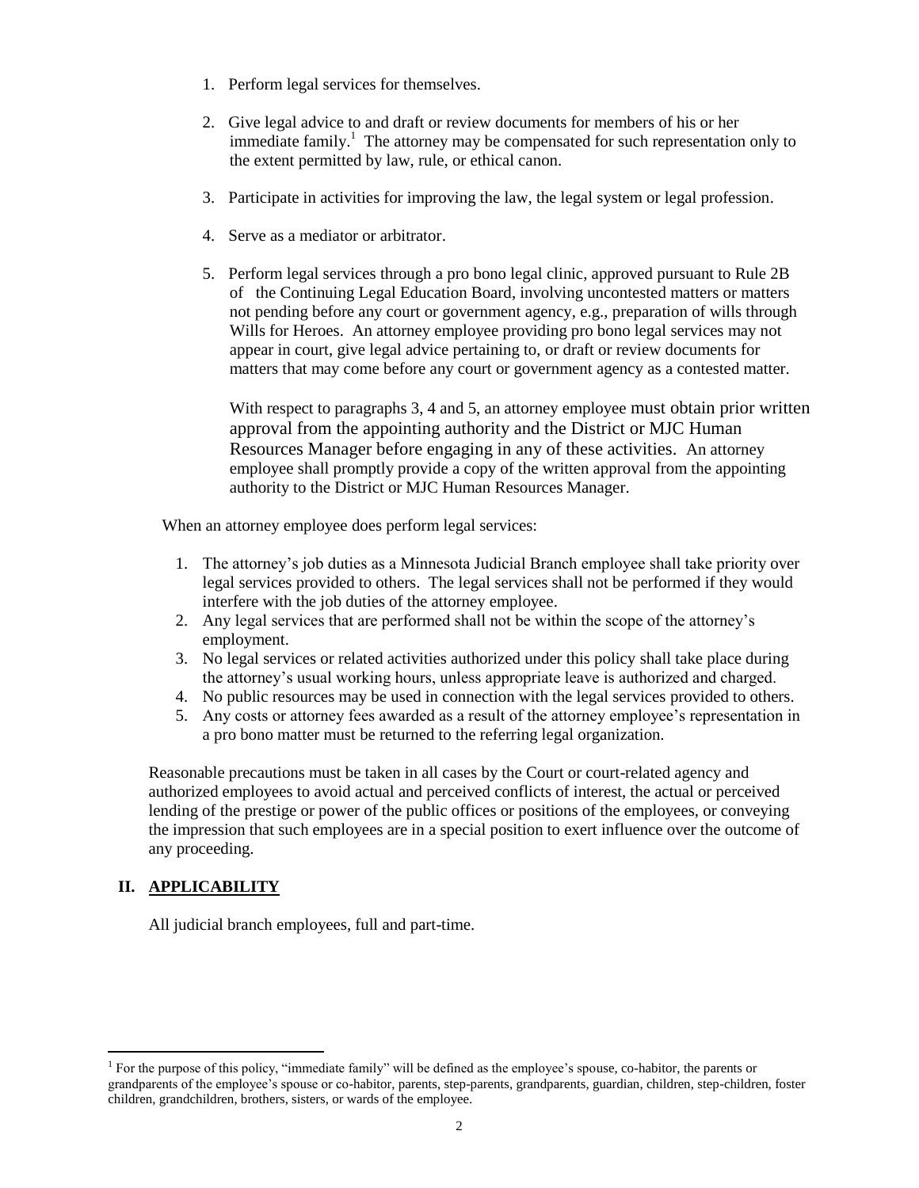1. Perform legal services for themselves.

2. Give legal advice to and draft or review documents for members of his or her immediate family.[1] The attorney may be compensated for such representation only to the extent permitted by law, rule, or ethical canon.

3. Participate in activities for improving the law, the legal system or legal profession.

4. Serve as a mediator or arbitrator.

5. Perform legal services through a pro bono legal clinic, approved pursuant to Rule 2B of the Continuing Legal Education Board, involving uncontested matters or matters not pending before any court or government agency, e.g., preparation of wills through Wills for Heroes. An attorney employee providing pro bono legal services may not appear in court, give legal advice pertaining to, or draft or review documents for matters that may come before any court or government agency as a contested matter.

   With respect to paragraphs 3, 4 and 5, an attorney employee must obtain prior written approval from the appointing authority and the District or MJC Human Resources Manager before engaging in any of these activities. An attorney employee shall promptly provide a copy of the written approval from the appointing authority to the District or MJC Human Resources Manager.

When an attorney employee does perform legal services:

1. The attorney's job duties as a Minnesota Judicial Branch employee shall take priority over legal services provided to others. The legal services shall not be performed if they would interfere with the job duties of the attorney employee.
2. Any legal services that are performed shall not be within the scope of the attorney's employment.
3. No legal services or related activities authorized under this policy shall take place during the attorney's usual working hours, unless appropriate leave is authorized and charged.
4. No public resources may be used in connection with the legal services provided to others.
5. Any costs or attorney fees awarded as a result of the attorney employee's representation in a pro bono matter must be returned to the referring legal organization.

Reasonable precautions must be taken in all cases by the Court or court-related agency and authorized employees to avoid actual and perceived conflicts of interest, the actual or perceived lending of the prestige or power of the public offices or positions of the employees, or conveying the impression that such employees are in a special position to exert influence over the outcome of any proceeding.

## II. APPLICABILITY

All judicial branch employees, full and part-time.

---

[1] For the purpose of this policy, "immediate family" will be defined as the employee's spouse, co-habitor, the parents or grandparents of the employee's spouse or co-habitor, parents, step-parents, grandparents, guardian, children, step-children, foster children, grandchildren, brothers, sisters, or wards of the employee.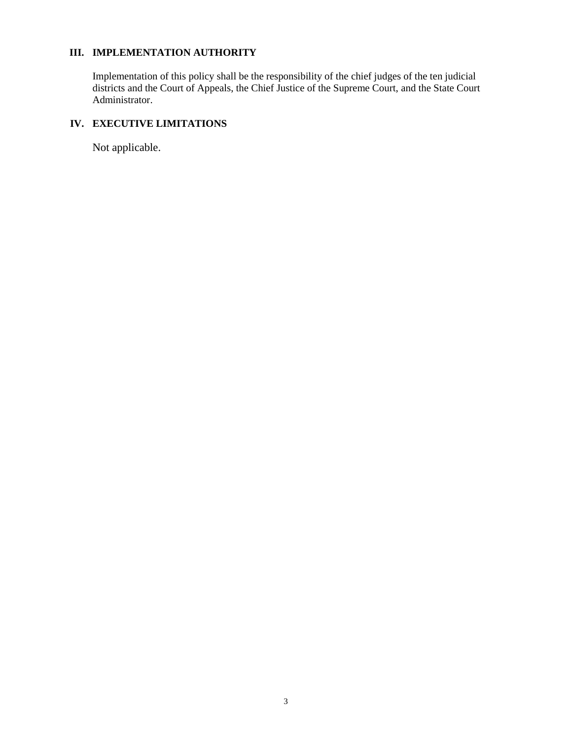## III. IMPLEMENTATION AUTHORITY

Implementation of this policy shall be the responsibility of the chief judges of the ten judicial districts and the Court of Appeals, the Chief Justice of the Supreme Court, and the State Court Administrator.

## IV. EXECUTIVE LIMITATIONS

Not applicable.